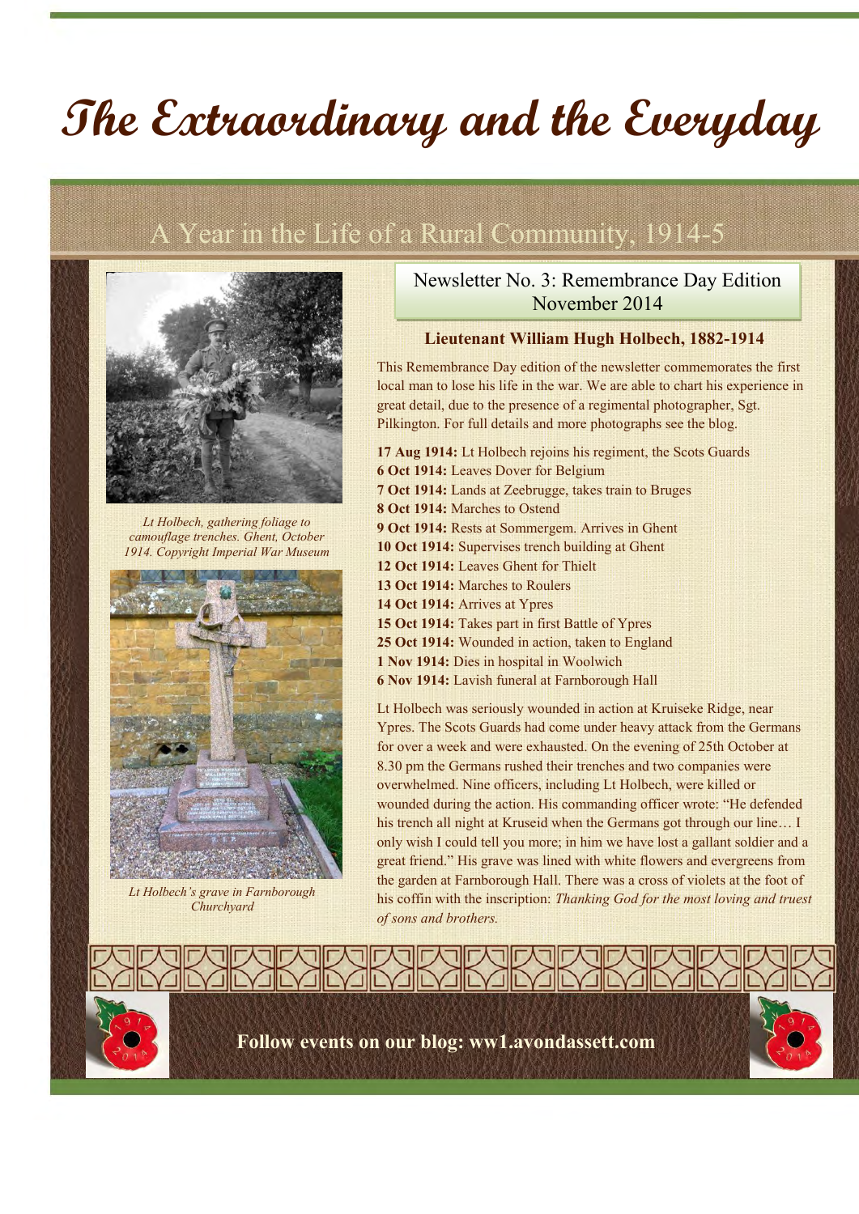# The Extraordinary and the Everyday

## A Year in the Life of a Rural Community, 1914-5

Lt Holbech, gathering foliage to camouflage trenches. Ghent, October 1914. Copyright Imperial War Museum

Lt Holbech's grave in Farnborough Churchyard

Newsletter No. 3: Remembrance Day Edition
November 2014

### Lieutenant William Hugh Holbech, 1882-1914

This Remembrance Day edition of the newsletter commemorates the first local man to lose his life in the war. We are able to chart his experience in great detail, due to the presence of a regimental photographer, Sgt. Pilkington. For full details and more photographs see the blog.

**17 Aug 1914:** Lt Holbech rejoins his regiment, the Scots Guards
**6 Oct 1914:** Leaves Dover for Belgium
**7 Oct 1914:** Lands at Zeebrugge, takes train to Bruges
**8 Oct 1914:** Marches to Ostend
**9 Oct 1914:** Rests at Sommergem. Arrives in Ghent
**10 Oct 1914:** Supervises trench building at Ghent
**12 Oct 1914:** Leaves Ghent for Thielt
**13 Oct 1914:** Marches to Roulers
**14 Oct 1914:** Arrives at Ypres
**15 Oct 1914:** Takes part in first Battle of Ypres
**25 Oct 1914:** Wounded in action, taken to England
**1 Nov 1914:** Dies in hospital in Woolwich
**6 Nov 1914:** Lavish funeral at Farnborough Hall

Lt Holbech was seriously wounded in action at Kruiseke Ridge, near Ypres. The Scots Guards had come under heavy attack from the Germans for over a week and were exhausted. On the evening of 25th October at 8.30 pm the Germans rushed their trenches and two companies were overwhelmed. Nine officers, including Lt Holbech, were killed or wounded during the action. His commanding officer wrote: "He defended his trench all night at Kruseid when the Germans got through our line… I only wish I could tell you more; in him we have lost a gallant soldier and a great friend." His grave was lined with white flowers and evergreens from the garden at Farnborough Hall. There was a cross of violets at the foot of his coffin with the inscription: *Thanking God for the most loving and truest of sons and brothers.*

**Follow events on our blog: ww1.avondassett.com**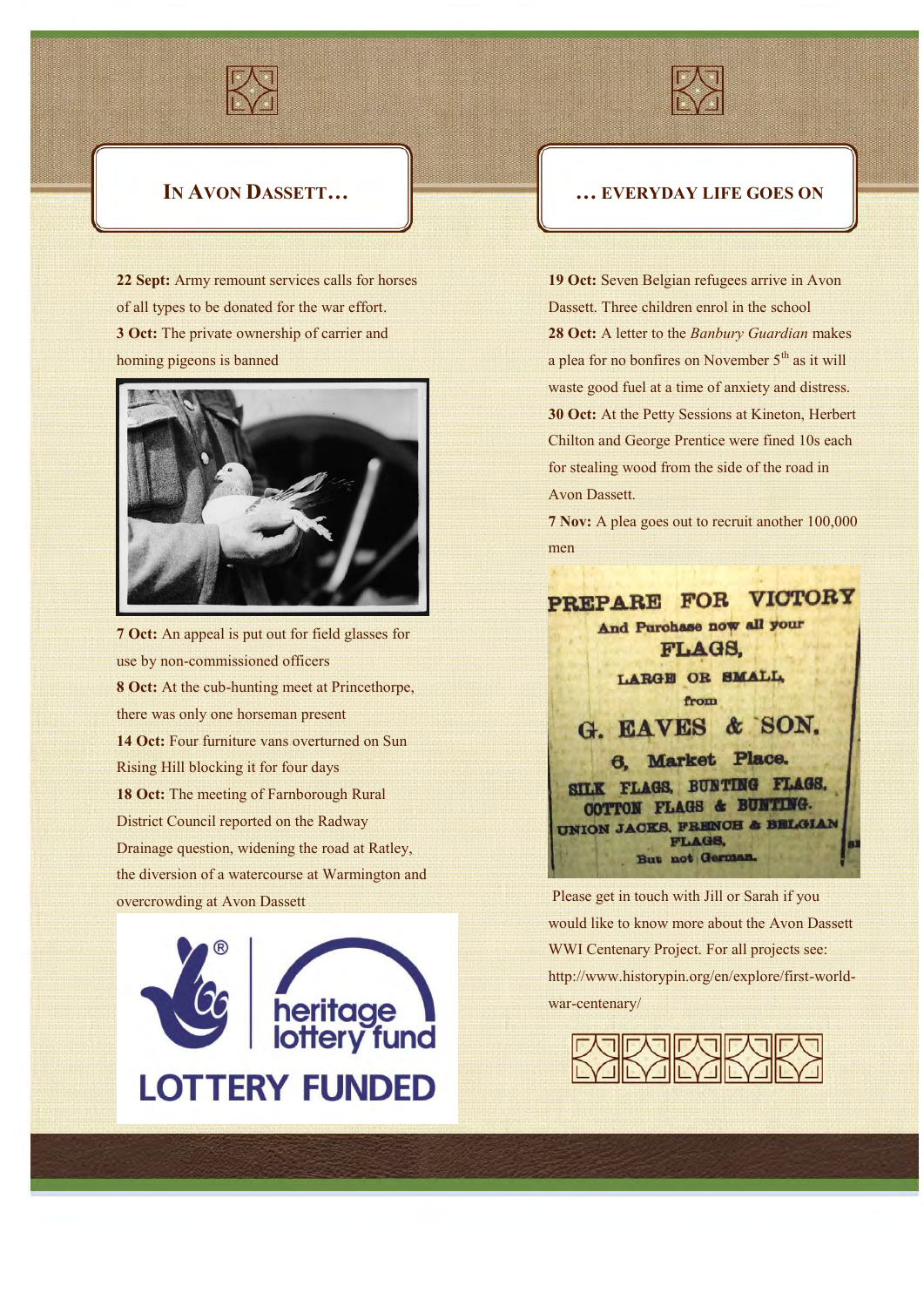## In Avon Dassett…

**22 Sept:** Army remount services calls for horses of all types to be donated for the war effort.

**3 Oct:** The private ownership of carrier and homing pigeons is banned

**7 Oct:** An appeal is put out for field glasses for use by non-commissioned officers

**8 Oct:** At the cub-hunting meet at Princethorpe, there was only one horseman present

**14 Oct:** Four furniture vans overturned on Sun Rising Hill blocking it for four days

**18 Oct:** The meeting of Farnborough Rural District Council reported on the Radway Drainage question, widening the road at Ratley, the diversion of a watercourse at Warmington and overcrowding at Avon Dassett

## … Everyday Life Goes On

**19 Oct:** Seven Belgian refugees arrive in Avon Dassett. Three children enrol in the school

**28 Oct:** A letter to the *Banbury Guardian* makes a plea for no bonfires on November 5th as it will waste good fuel at a time of anxiety and distress.

**30 Oct:** At the Petty Sessions at Kineton, Herbert Chilton and George Prentice were fined 10s each for stealing wood from the side of the road in Avon Dassett.

**7 Nov:** A plea goes out to recruit another 100,000 men

PREPARE FOR VICTORY
And Purchase now all your
FLAGS,
LARGE OR SMALL,
from
G. EAVES & SON,
6, Market Place.
SILK FLAGS, BUNTING FLAGS,
COTTON FLAGS & BUNTING.
UNION JACKS, FRENCH & BELGIAN
FLAGS,
But not German.

Please get in touch with Jill or Sarah if you would like to know more about the Avon Dassett WWI Centenary Project. For all projects see: http://www.historypin.org/en/explore/first-world-war-centenary/

heritage lottery fund

LOTTERY FUNDED